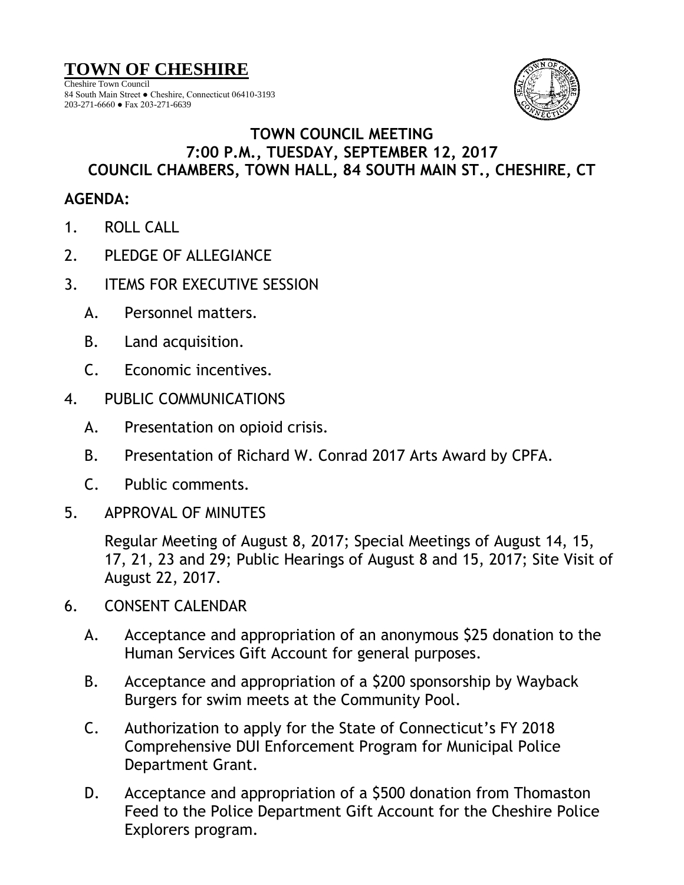# TOWN OF CHESHIRE

Cheshire Town Council
84 South Main Street ● Cheshire, Connecticut 06410-3193
203-271-6660 ● Fax 203-271-6639

## TOWN COUNCIL MEETING
## 7:00 P.M., TUESDAY, SEPTEMBER 12, 2017
## COUNCIL CHAMBERS, TOWN HALL, 84 SOUTH MAIN ST., CHESHIRE, CT

**AGENDA:**

1. ROLL CALL

2. PLEDGE OF ALLEGIANCE

3. ITEMS FOR EXECUTIVE SESSION

   A. Personnel matters.

   B. Land acquisition.

   C. Economic incentives.

4. PUBLIC COMMUNICATIONS

   A. Presentation on opioid crisis.

   B. Presentation of Richard W. Conrad 2017 Arts Award by CPFA.

   C. Public comments.

5. APPROVAL OF MINUTES

   Regular Meeting of August 8, 2017; Special Meetings of August 14, 15, 17, 21, 23 and 29; Public Hearings of August 8 and 15, 2017; Site Visit of August 22, 2017.

6. CONSENT CALENDAR

   A. Acceptance and appropriation of an anonymous $25 donation to the Human Services Gift Account for general purposes.

   B. Acceptance and appropriation of a $200 sponsorship by Wayback Burgers for swim meets at the Community Pool.

   C. Authorization to apply for the State of Connecticut's FY 2018 Comprehensive DUI Enforcement Program for Municipal Police Department Grant.

   D. Acceptance and appropriation of a $500 donation from Thomaston Feed to the Police Department Gift Account for the Cheshire Police Explorers program.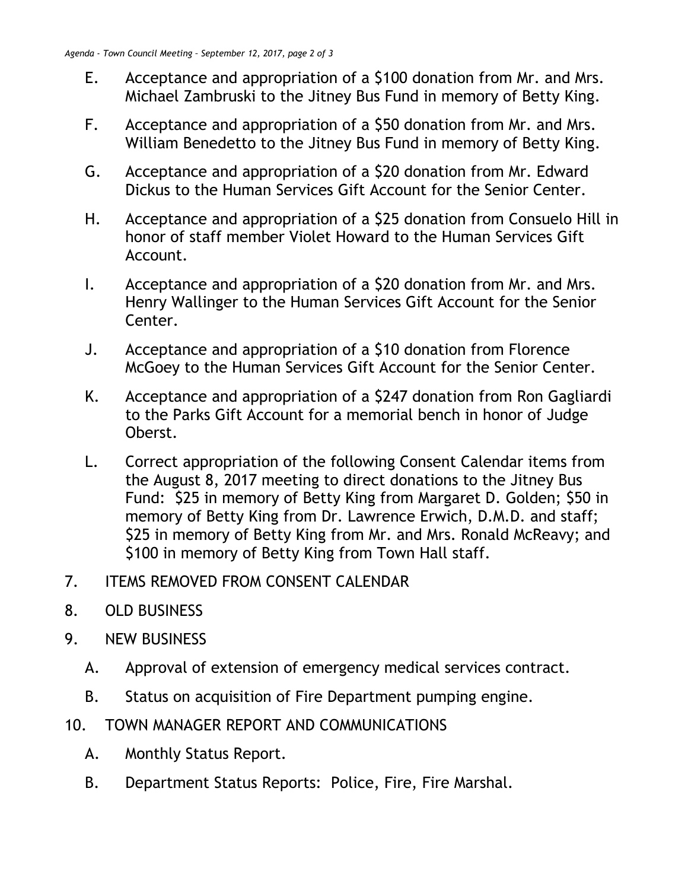E. Acceptance and appropriation of a $100 donation from Mr. and Mrs. Michael Zambruski to the Jitney Bus Fund in memory of Betty King.

F. Acceptance and appropriation of a $50 donation from Mr. and Mrs. William Benedetto to the Jitney Bus Fund in memory of Betty King.

G. Acceptance and appropriation of a $20 donation from Mr. Edward Dickus to the Human Services Gift Account for the Senior Center.

H. Acceptance and appropriation of a $25 donation from Consuelo Hill in honor of staff member Violet Howard to the Human Services Gift Account.

I. Acceptance and appropriation of a $20 donation from Mr. and Mrs. Henry Wallinger to the Human Services Gift Account for the Senior Center.

J. Acceptance and appropriation of a $10 donation from Florence McGoey to the Human Services Gift Account for the Senior Center.

K. Acceptance and appropriation of a $247 donation from Ron Gagliardi to the Parks Gift Account for a memorial bench in honor of Judge Oberst.

L. Correct appropriation of the following Consent Calendar items from the August 8, 2017 meeting to direct donations to the Jitney Bus Fund: $25 in memory of Betty King from Margaret D. Golden; $50 in memory of Betty King from Dr. Lawrence Erwich, D.M.D. and staff; $25 in memory of Betty King from Mr. and Mrs. Ronald McReavy; and $100 in memory of Betty King from Town Hall staff.

7. ITEMS REMOVED FROM CONSENT CALENDAR

8. OLD BUSINESS

9. NEW BUSINESS

   A. Approval of extension of emergency medical services contract.

   B. Status on acquisition of Fire Department pumping engine.

10. TOWN MANAGER REPORT AND COMMUNICATIONS

   A. Monthly Status Report.

   B. Department Status Reports: Police, Fire, Fire Marshal.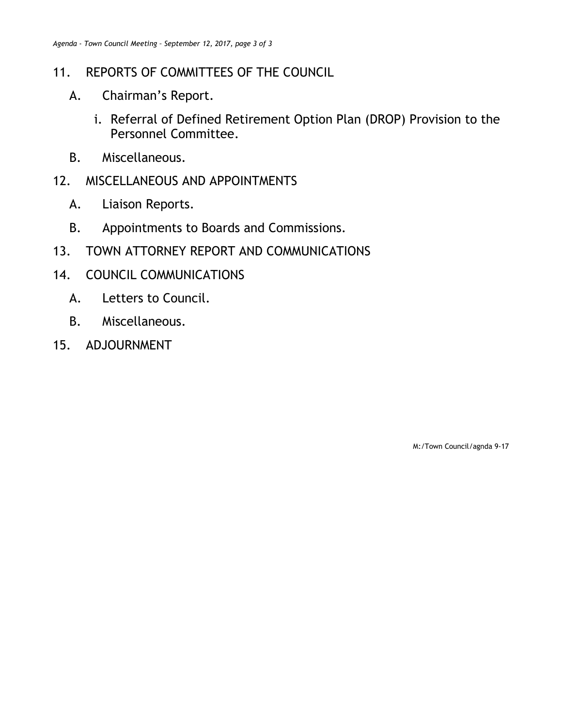11. REPORTS OF COMMITTEES OF THE COUNCIL

    A. Chairman's Report.

        i. Referral of Defined Retirement Option Plan (DROP) Provision to the Personnel Committee.

    B. Miscellaneous.

12. MISCELLANEOUS AND APPOINTMENTS

    A. Liaison Reports.

    B. Appointments to Boards and Commissions.

13. TOWN ATTORNEY REPORT AND COMMUNICATIONS

14. COUNCIL COMMUNICATIONS

    A. Letters to Council.

    B. Miscellaneous.

15. ADJOURNMENT

M:/Town Council/agnda 9-17